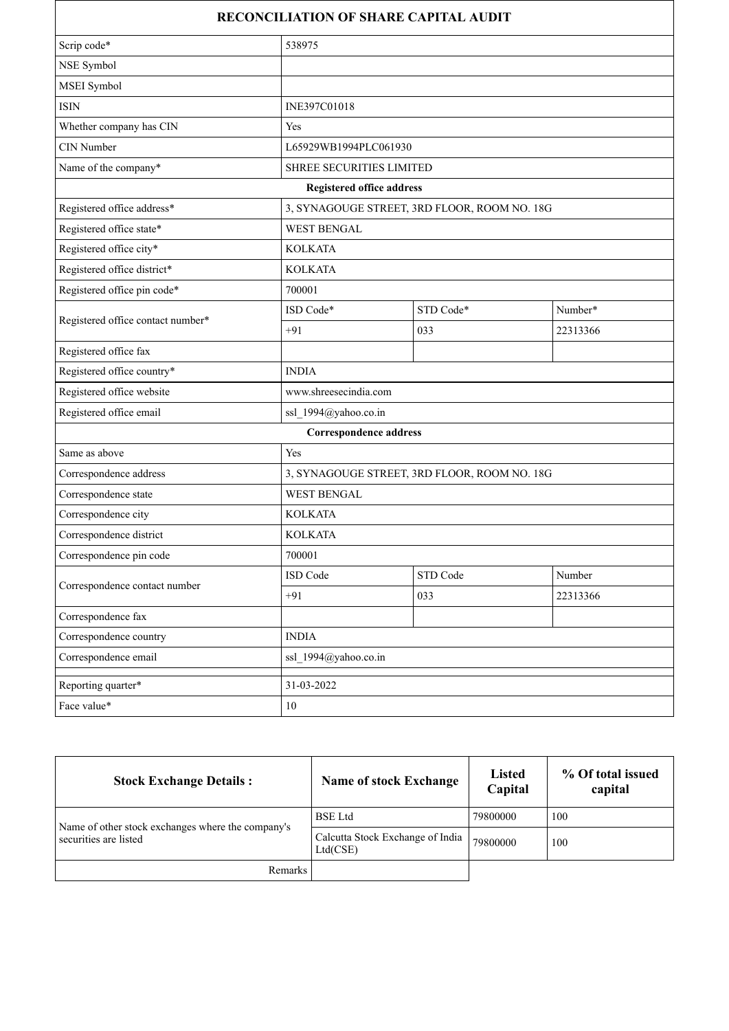# RECONCILIATION OF SHARE CAPITAL AUDIT

| | | | |
|---|---|---|---|
| Scrip code* | 538975 | | |
| NSE Symbol | | | |
| MSEI Symbol | | | |
| ISIN | INE397C01018 | | |
| Whether company has CIN | Yes | | |
| CIN Number | L65929WB1994PLC061930 | | |
| Name of the company* | SHREE SECURITIES LIMITED | | |
| **Registered office address** | | | |
| Registered office address* | 3, SYNAGOUGE STREET, 3RD FLOOR, ROOM NO. 18G | | |
| Registered office state* | WEST BENGAL | | |
| Registered office city* | KOLKATA | | |
| Registered office district* | KOLKATA | | |
| Registered office pin code* | 700001 | | |
| Registered office contact number* | ISD Code* | STD Code* | Number* |
| | +91 | 033 | 22313366 |
| Registered office fax | | | |
| Registered office country* | INDIA | | |
| Registered office website | www.shreesecindia.com | | |
| Registered office email | ssl_1994@yahoo.co.in | | |
| **Correspondence address** | | | |
| Same as above | Yes | | |
| Correspondence address | 3, SYNAGOUGE STREET, 3RD FLOOR, ROOM NO. 18G | | |
| Correspondence state | WEST BENGAL | | |
| Correspondence city | KOLKATA | | |
| Correspondence district | KOLKATA | | |
| Correspondence pin code | 700001 | | |
| Correspondence contact number | ISD Code | STD Code | Number |
| | +91 | 033 | 22313366 |
| Correspondence fax | | | |
| Correspondence country | INDIA | | |
| Correspondence email | ssl_1994@yahoo.co.in | | |
| Reporting quarter* | 31-03-2022 | | |
| Face value* | 10 | | |

| Stock Exchange Details : | Name of stock Exchange | Listed Capital | % Of total issued capital |
|---|---|---|---|
| Name of other stock exchanges where the company's securities are listed | BSE Ltd | 79800000 | 100 |
| | Calcutta Stock Exchange of India Ltd(CSE) | 79800000 | 100 |
| Remarks | | | |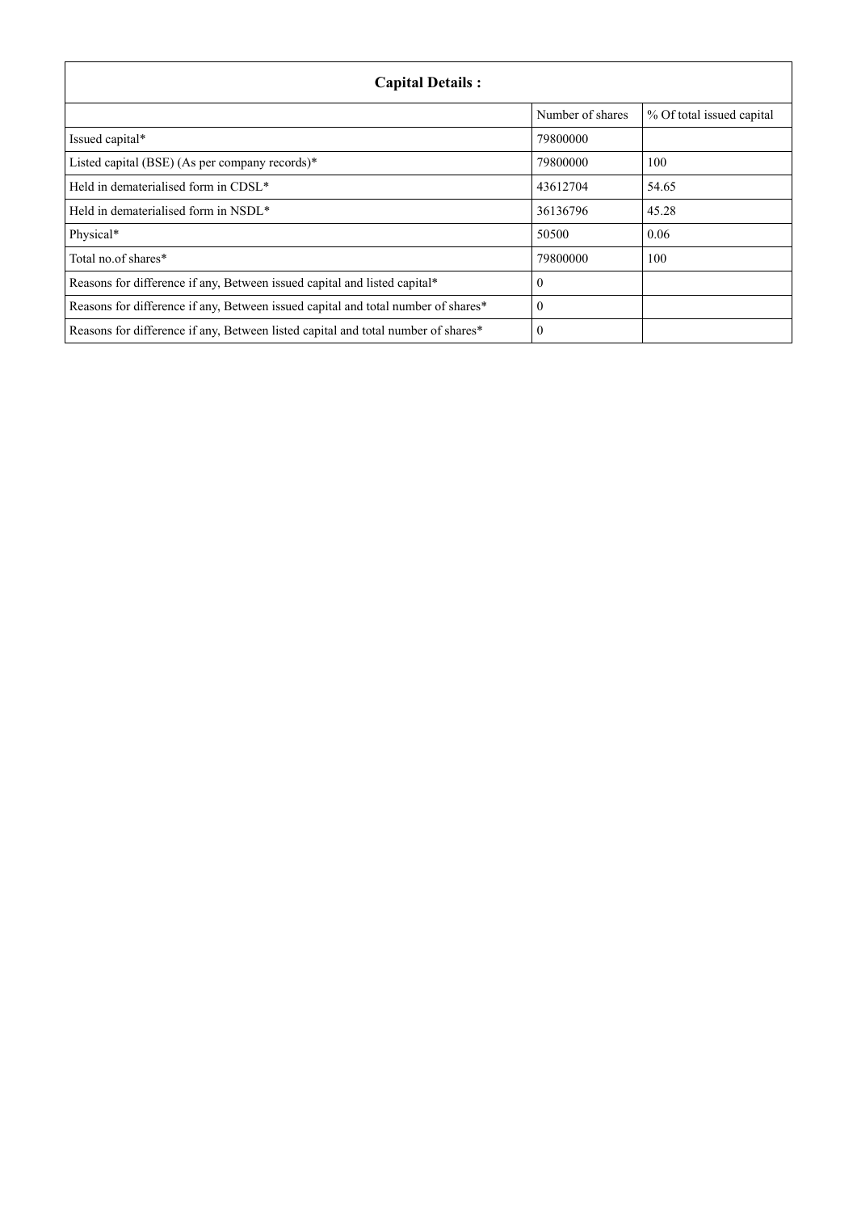| Capital Details : | | |
|---|---|---|
| | Number of shares | % Of total issued capital |
| Issued capital* | 79800000 | |
| Listed capital (BSE) (As per company records)* | 79800000 | 100 |
| Held in dematerialised form in CDSL* | 43612704 | 54.65 |
| Held in dematerialised form in NSDL* | 36136796 | 45.28 |
| Physical* | 50500 | 0.06 |
| Total no.of shares* | 79800000 | 100 |
| Reasons for difference if any, Between issued capital and listed capital* | 0 | |
| Reasons for difference if any, Between issued capital and total number of shares* | 0 | |
| Reasons for difference if any, Between listed capital and total number of shares* | 0 | |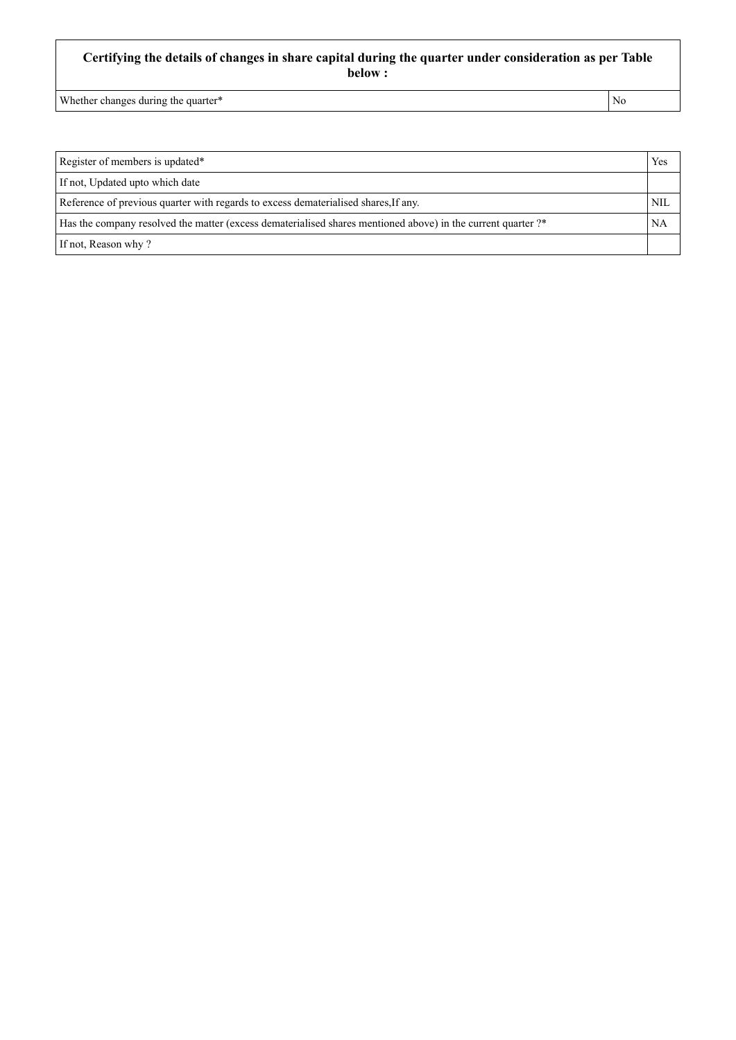| Certifying the details of changes in share capital during the quarter under consideration as per Table below : | |
|---|---|
| Whether changes during the quarter* | No |

| | |
|---|---|
| Register of members is updated* | Yes |
| If not, Updated upto which date | |
| Reference of previous quarter with regards to excess dematerialised shares,If any. | NIL |
| Has the company resolved the matter (excess dematerialised shares mentioned above) in the current quarter ?* | NA |
| If not, Reason why ? | |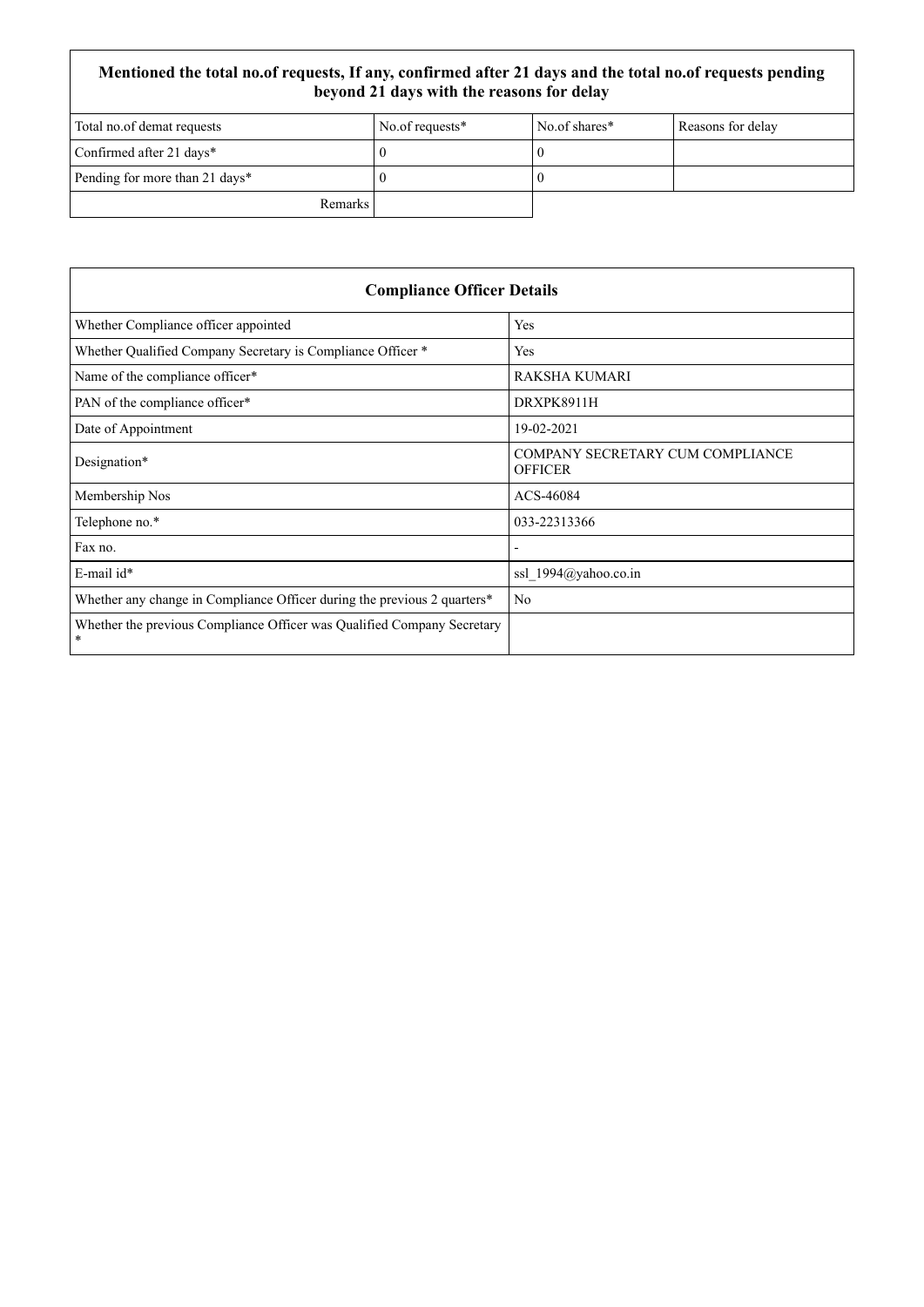| Mentioned the total no.of requests, If any, confirmed after 21 days and the total no.of requests pending beyond 21 days with the reasons for delay | | | |
|---|---|---|---|
| Total no.of demat requests | No.of requests* | No.of shares* | Reasons for delay |
| Confirmed after 21 days* | 0 | 0 | |
| Pending for more than 21 days* | 0 | 0 | |
| Remarks | | | |

| Compliance Officer Details | |
|---|---|
| Whether Compliance officer appointed | Yes |
| Whether Qualified Company Secretary is Compliance Officer * | Yes |
| Name of the compliance officer* | RAKSHA KUMARI |
| PAN of the compliance officer* | DRXPK8911H |
| Date of Appointment | 19-02-2021 |
| Designation* | COMPANY SECRETARY CUM COMPLIANCE OFFICER |
| Membership Nos | ACS-46084 |
| Telephone no.* | 033-22313366 |
| Fax no. | - |
| E-mail id* | ssl_1994@yahoo.co.in |
| Whether any change in Compliance Officer during the previous 2 quarters* | No |
| Whether the previous Compliance Officer was Qualified Company Secretary * | |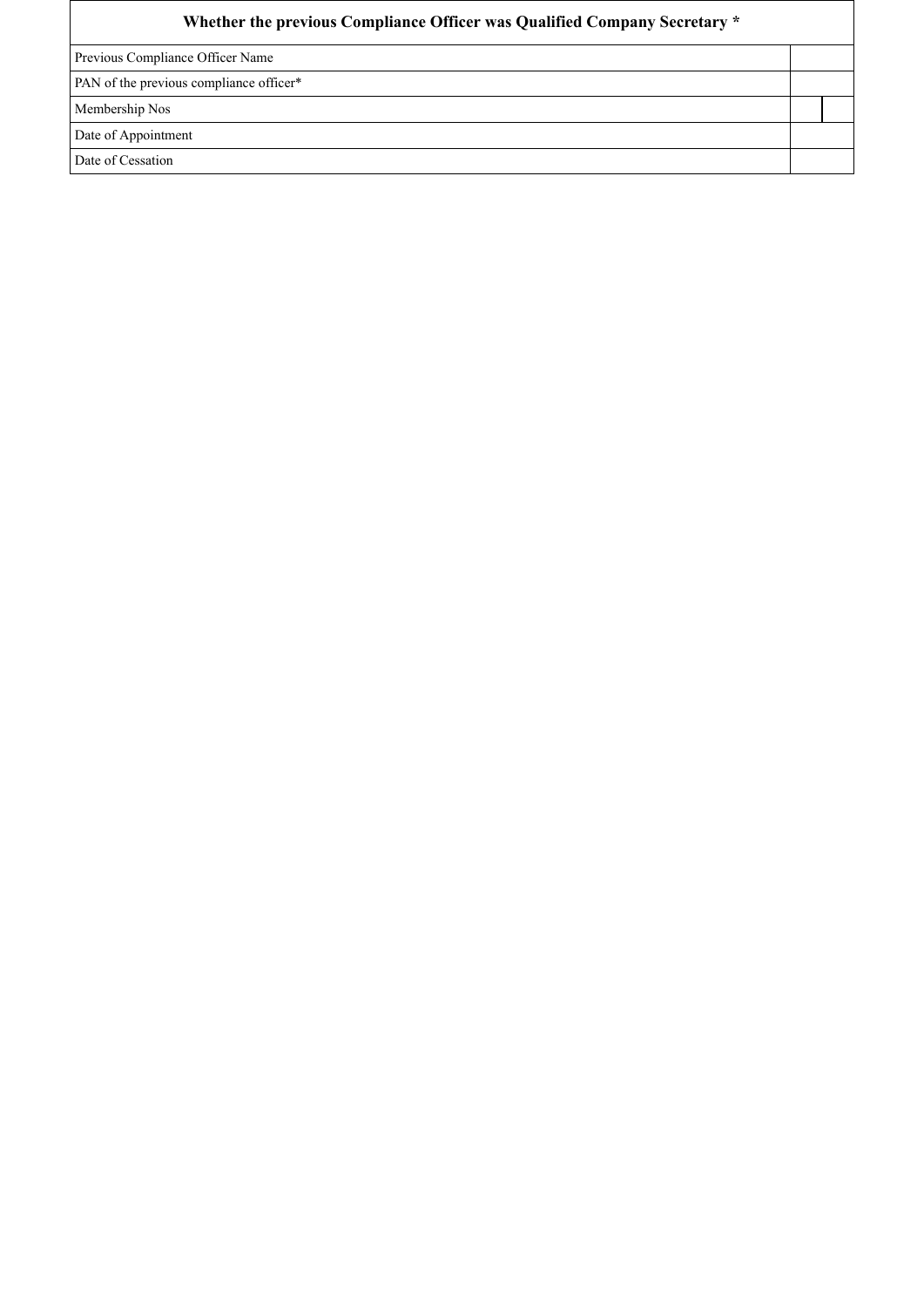| Whether the previous Compliance Officer was Qualified Company Secretary * | | |
|---|---|---|
| Previous Compliance Officer Name | | |
| PAN of the previous compliance officer* | | |
| Membership Nos | | |
| Date of Appointment | | |
| Date of Cessation | | |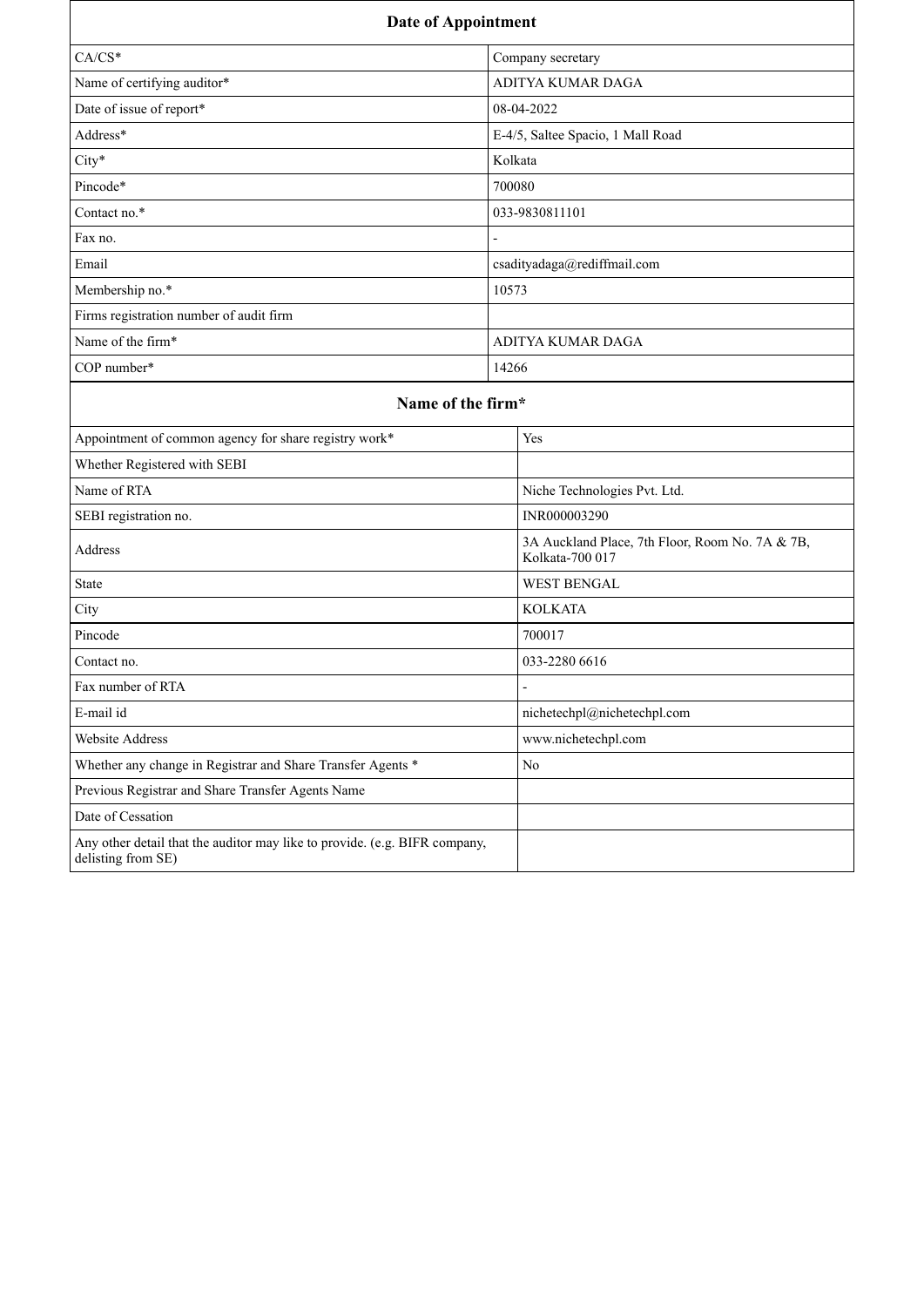| Date of Appointment | |
|---|---|
| CA/CS* | Company secretary |
| Name of certifying auditor* | ADITYA KUMAR DAGA |
| Date of issue of report* | 08-04-2022 |
| Address* | E-4/5, Saltee Spacio, 1 Mall Road |
| City* | Kolkata |
| Pincode* | 700080 |
| Contact no.* | 033-9830811101 |
| Fax no. | - |
| Email | csadityadaga@rediffmail.com |
| Membership no.* | 10573 |
| Firms registration number of audit firm | |
| Name of the firm* | ADITYA KUMAR DAGA |
| COP number* | 14266 |

| Name of the firm* | |
|---|---|
| Appointment of common agency for share registry work* | Yes |
| Whether Registered with SEBI | |
| Name of RTA | Niche Technologies Pvt. Ltd. |
| SEBI registration no. | INR000003290 |
| Address | 3A Auckland Place, 7th Floor, Room No. 7A & 7B, Kolkata-700 017 |
| State | WEST BENGAL |
| City | KOLKATA |
| Pincode | 700017 |
| Contact no. | 033-2280 6616 |
| Fax number of RTA | - |
| E-mail id | nichetechpl@nichetechpl.com |
| Website Address | www.nichetechpl.com |
| Whether any change in Registrar and Share Transfer Agents * | No |
| Previous Registrar and Share Transfer Agents Name | |
| Date of Cessation | |
| Any other detail that the auditor may like to provide. (e.g. BIFR company, delisting from SE) | |